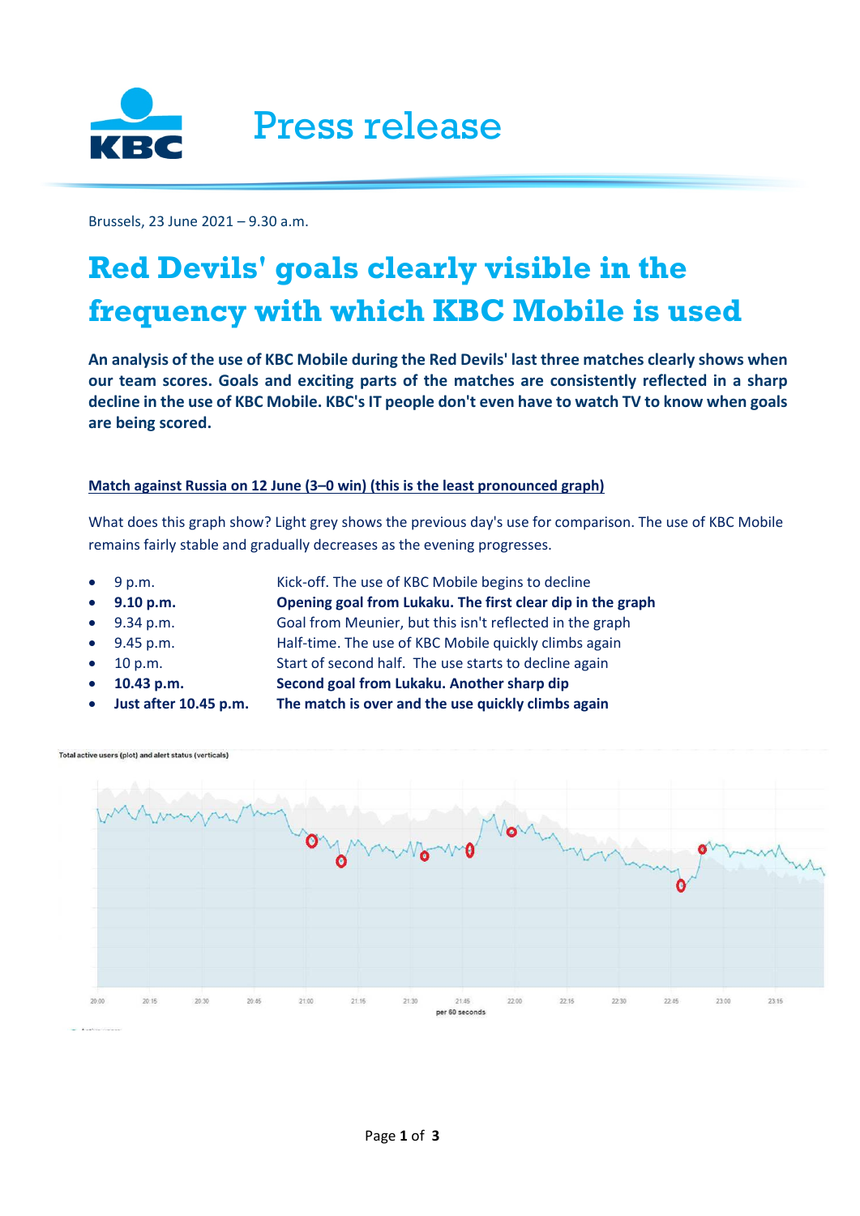Press release

Brussels, 23 June 2021 – 9.30 a.m.

# Red Devils' goals clearly visible in the frequency with which KBC Mobile is used

**An analysis of the use of KBC Mobile during the Red Devils' last three matches clearly shows when our team scores. Goals and exciting parts of the matches are consistently reflected in a sharp decline in the use of KBC Mobile. KBC's IT people don't even have to watch TV to know when goals are being scored.**

**Match against Russia on 12 June (3–0 win) (this is the least pronounced graph)**

What does this graph show? Light grey shows the previous day's use for comparison. The use of KBC Mobile remains fairly stable and gradually decreases as the evening progresses.

- 9 p.m. — Kick-off. The use of KBC Mobile begins to decline
- **9.10 p.m.** — **Opening goal from Lukaku. The first clear dip in the graph**
- 9.34 p.m. — Goal from Meunier, but this isn't reflected in the graph
- 9.45 p.m. — Half-time. The use of KBC Mobile quickly climbs again
- 10 p.m. — Start of second half. The use starts to decline again
- **10.43 p.m.** — **Second goal from Lukaku. Another sharp dip**
- **Just after 10.45 p.m.** — **The match is over and the use quickly climbs again**

Total active users (plot) and alert status (verticals)

20:00 20:15 20:30 20:45 21:00 21:15 21:30 21:45 22:00 22:15 22:30 22:45 23:00 23:15

per 60 seconds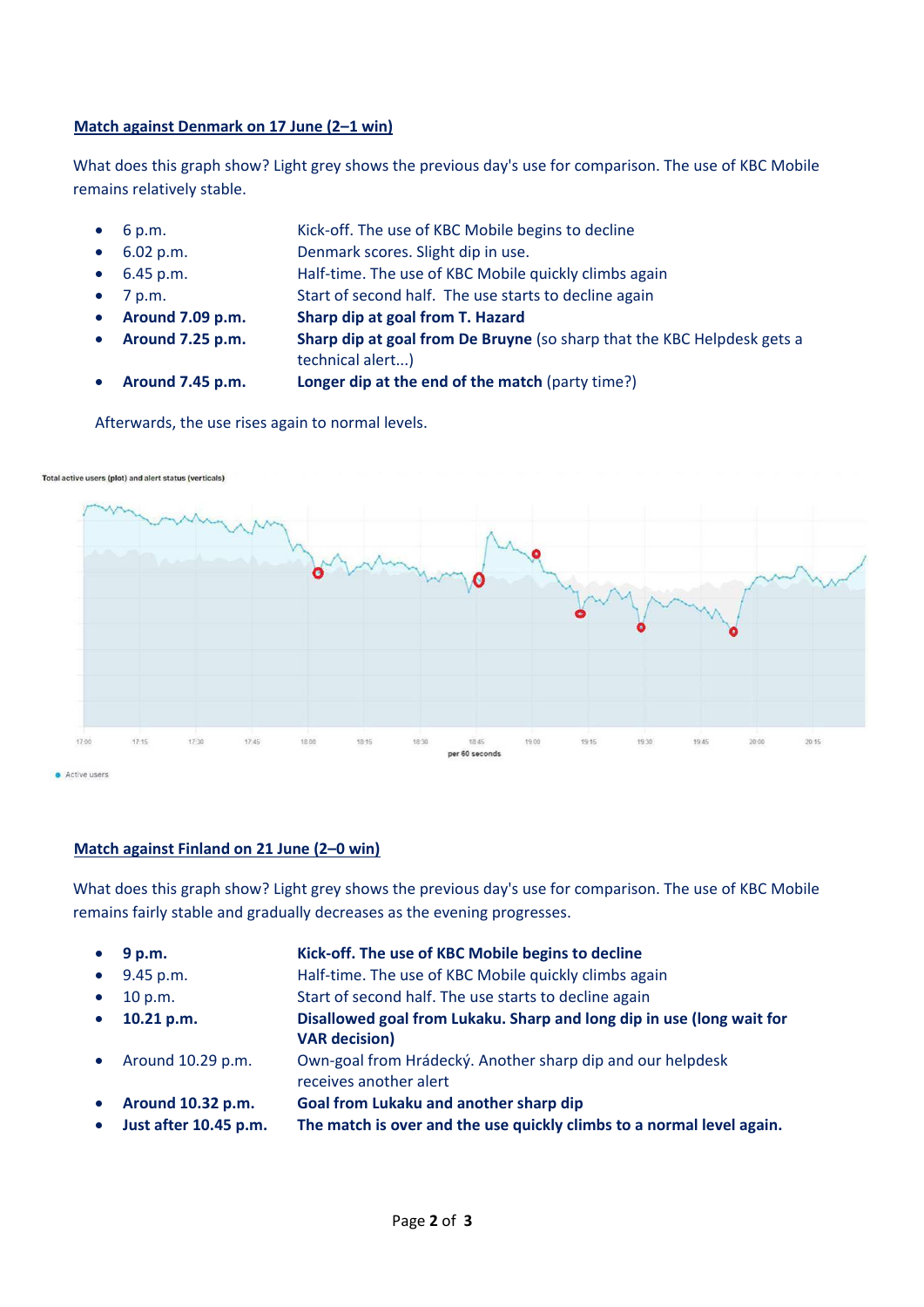## Match against Denmark on 17 June (2–1 win)

What does this graph show? Light grey shows the previous day's use for comparison. The use of KBC Mobile remains relatively stable.

- 6 p.m. — Kick-off. The use of KBC Mobile begins to decline
- 6.02 p.m. — Denmark scores. Slight dip in use.
- 6.45 p.m. — Half-time. The use of KBC Mobile quickly climbs again
- 7 p.m. — Start of second half. The use starts to decline again
- **Around 7.09 p.m.** — **Sharp dip at goal from T. Hazard**
- **Around 7.25 p.m.** — **Sharp dip at goal from De Bruyne** (so sharp that the KBC Helpdesk gets a technical alert...)
- **Around 7.45 p.m.** — **Longer dip at the end of the match** (party time?)

Afterwards, the use rises again to normal levels.

Total active users (plot) and alert status (verticals)

17:00 17:15 17:30 17:45 18:00 18:15 18:30 18:45 19:00 19:15 19:30 19:45 20:00 20:15

per 60 seconds

Active users

## Match against Finland on 21 June (2–0 win)

What does this graph show? Light grey shows the previous day's use for comparison. The use of KBC Mobile remains fairly stable and gradually decreases as the evening progresses.

- **9 p.m.** — **Kick-off. The use of KBC Mobile begins to decline**
- 9.45 p.m. — Half-time. The use of KBC Mobile quickly climbs again
- 10 p.m. — Start of second half. The use starts to decline again
- **10.21 p.m.** — **Disallowed goal from Lukaku. Sharp and long dip in use (long wait for VAR decision)**
- Around 10.29 p.m. — Own-goal from Hrádecký. Another sharp dip and our helpdesk receives another alert
- **Around 10.32 p.m.** — **Goal from Lukaku and another sharp dip**
- **Just after 10.45 p.m.** — **The match is over and the use quickly climbs to a normal level again.**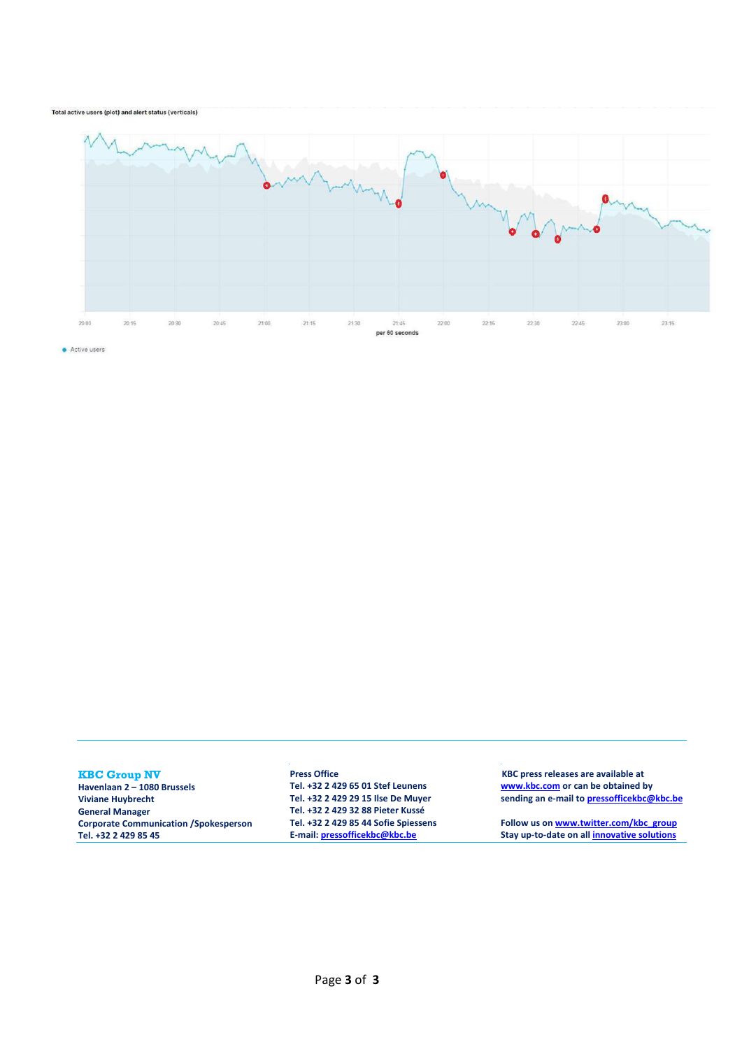Total active users (plot) and alert status (verticals)

20:00
20:15
20:30
20:45
21:00
21:15
21:30
21:45
22:00
22:15
22:30
22:45
23:00
23:15

per 60 seconds

Active users

**KBC Group NV**
**Havenlaan 2 – 1080 Brussels**
**Viviane Huybrecht**
**General Manager**
**Corporate Communication /Spokesperson**
**Tel. +32 2 429 85 45**

**Press Office**
**Tel. +32 2 429 65 01 Stef Leunens**
**Tel. +32 2 429 29 15 Ilse De Muyer**
**Tel. +32 2 429 32 88 Pieter Kussé**
**Tel. +32 2 429 85 44 Sofie Spiessens**
**E-mail: pressofficekbc@kbc.be**

**KBC press releases are available at www.kbc.com or can be obtained by sending an e-mail to pressofficekbc@kbc.be**

**Follow us on www.twitter.com/kbc_group**
**Stay up-to-date on all innovative solutions**